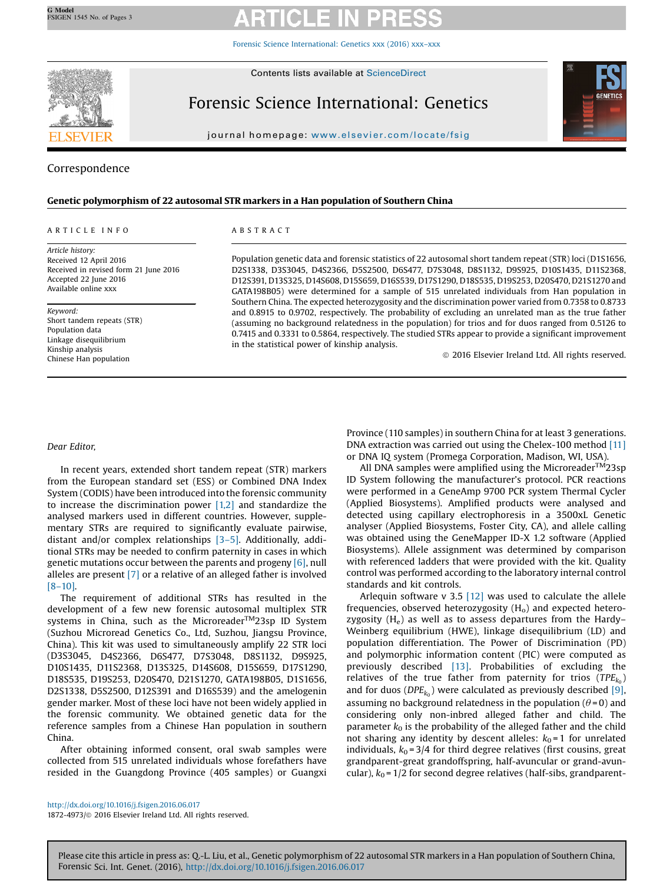Correspondence

# Genetic polymorphism of 22 autosomal STR markers in a Han population of Southern China

ARTICLE INFO

*Article history:*
Received 12 April 2016
Received in revised form 21 June 2016
Accepted 22 June 2016
Available online xxx

*Keyword:*
Short tandem repeats (STR)
Population data
Linkage disequilibrium
Kinship analysis
Chinese Han population

ABSTRACT

Population genetic data and forensic statistics of 22 autosomal short tandem repeat (STR) loci (D1S1656, D2S1338, D3S3045, D4S2366, D5S2500, D6S477, D7S3048, D8S1132, D9S925, D10S1435, D11S2368, D12S391, D13S325, D14S608, D15S659, D16S539, D17S1290, D18S535, D19S253, D20S470, D21S1270 and GATA198B05) were determined for a sample of 515 unrelated individuals from Han population in Southern China. The expected heterozygosity and the discrimination power varied from 0.7358 to 0.8733 and 0.8915 to 0.9702, respectively. The probability of excluding an unrelated man as the true father (assuming no background relatedness in the population) for trios and for duos ranged from 0.5126 to 0.7415 and 0.3331 to 0.5864, respectively. The studied STRs appear to provide a significant improvement in the statistical power of kinship analysis.

© 2016 Elsevier Ireland Ltd. All rights reserved.

*Dear Editor,*

In recent years, extended short tandem repeat (STR) markers from the European standard set (ESS) or Combined DNA Index System (CODIS) have been introduced into the forensic community to increase the discrimination power [1,2] and standardize the analysed markers used in different countries. However, supplementary STRs are required to significantly evaluate pairwise, distant and/or complex relationships [3–5]. Additionally, additional STRs may be needed to confirm paternity in cases in which genetic mutations occur between the parents and progeny [6], null alleles are present [7] or a relative of an alleged father is involved [8–10].

The requirement of additional STRs has resulted in the development of a few new forensic autosomal multiplex STR systems in China, such as the Microreader™23sp ID System (Suzhou Microread Genetics Co., Ltd, Suzhou, Jiangsu Province, China). This kit was used to simultaneously amplify 22 STR loci (D3S3045, D4S2366, D6S477, D7S3048, D8S1132, D9S925, D10S1435, D11S2368, D13S325, D14S608, D15S659, D17S1290, D18S535, D19S253, D20S470, D21S1270, GATA198B05, D1S1656, D2S1338, D5S2500, D12S391 and D16S539) and the amelogenin gender marker. Most of these loci have not been widely applied in the forensic community. We obtained genetic data for the reference samples from a Chinese Han population in southern China.

After obtaining informed consent, oral swab samples were collected from 515 unrelated individuals whose forefathers have resided in the Guangdong Province (405 samples) or Guangxi Province (110 samples) in southern China for at least 3 generations. DNA extraction was carried out using the Chelex-100 method [11] or DNA IQ system (Promega Corporation, Madison, WI, USA).

All DNA samples were amplified using the Microreader™23sp ID System following the manufacturer's protocol. PCR reactions were performed in a GeneAmp 9700 PCR system Thermal Cycler (Applied Biosystems). Amplified products were analysed and detected using capillary electrophoresis in a 3500xL Genetic analyser (Applied Biosystems, Foster City, CA), and allele calling was obtained using the GeneMapper ID-X 1.2 software (Applied Biosystems). Allele assignment was determined by comparison with referenced ladders that were provided with the kit. Quality control was performed according to the laboratory internal control standards and kit controls.

Arlequin software v 3.5 [12] was used to calculate the allele frequencies, observed heterozygosity ($H_o$) and expected heterozygosity ($H_e$) as well as to assess departures from the Hardy–Weinberg equilibrium (HWE), linkage disequilibrium (LD) and population differentiation. The Power of Discrimination (PD) and polymorphic information content (PIC) were computed as previously described [13]. Probabilities of excluding the relatives of the true father from paternity for trios ($TPE_{k_0}$) and for duos ($DPE_{k_0}$) were calculated as previously described [9], assuming no background relatedness in the population ($\theta = 0$) and considering only non-inbred alleged father and child. The parameter $k_0$ is the probability of the alleged father and the child not sharing any identity by descent alleles: $k_0 = 1$ for unrelated individuals, $k_0 = 3/4$ for third degree relatives (first cousins, great grandparent-great grandoffspring, half-avuncular or grand-avuncular), $k_0 = 1/2$ for second degree relatives (half-sibs, grandparent-

http://dx.doi.org/10.1016/j.fsigen.2016.06.017
1872-4973/© 2016 Elsevier Ireland Ltd. All rights reserved.

Please cite this article in press as: Q.-L. Liu, et al., Genetic polymorphism of 22 autosomal STR markers in a Han population of Southern China, Forensic Sci. Int. Genet. (2016), http://dx.doi.org/10.1016/j.fsigen.2016.06.017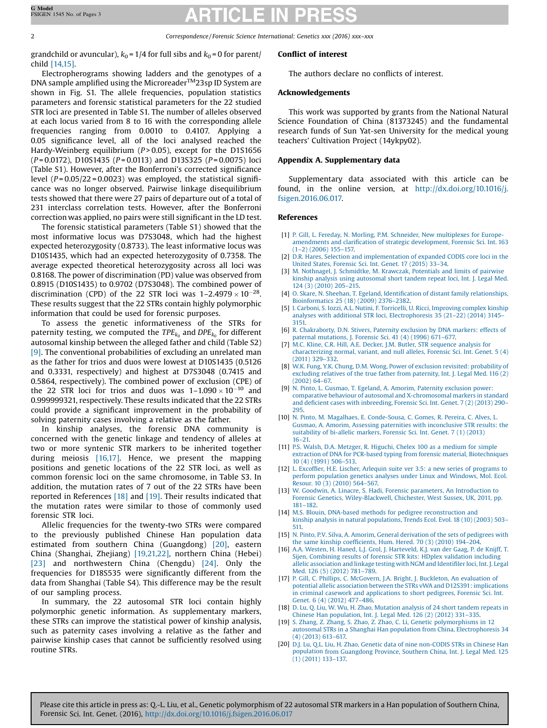grandchild or avuncular), $k_0 = 1/4$ for full sibs and $k_0 = 0$ for parent/child [14,15].

Electropherograms showing ladders and the genotypes of a DNA sample amplified using the Microreader™23sp ID System are shown in Fig. S1. The allele frequencies, population statistics parameters and forensic statistical parameters for the 22 studied STR loci are presented in Table S1. The number of alleles observed at each locus varied from 8 to 16 with the corresponding allele frequencies ranging from 0.0010 to 0.4107. Applying a 0.05 significance level, all of the loci analysed reached the Hardy-Weinberg equilibrium ($P > 0.05$), except for the D1S1656 ($P = 0.0172$), D10S1435 ($P = 0.0113$) and D13S325 ($P = 0.0075$) loci (Table S1). However, after the Bonferroni's corrected significance level ($P = 0.05/22 = 0.0023$) was employed, the statistical significance was no longer observed. Pairwise linkage disequilibrium tests showed that there were 27 pairs of departure out of a total of 231 interclass correlation tests. However, after the Bonferroni correction was applied, no pairs were still significant in the LD test.

The forensic statistical parameters (Table S1) showed that the most informative locus was D7S3048, which had the highest expected heterozygosity (0.8733). The least informative locus was D10S1435, which had an expected heterozygosity of 0.7358. The average expected theoretical heterozygosity across all loci was 0.8168. The power of discrimination (PD) value was observed from 0.8915 (D10S1435) to 0.9702 (D7S3048). The combined power of discrimination (CPD) of the 22 STR loci was $1–2.4979 \times 10^{-28}$. These results suggest that the 22 STRs contain highly polymorphic information that could be used for forensic purposes.

To assess the genetic informativeness of the STRs for paternity testing, we computed the $TPE_{k_0}$ and $DPE_{k_0}$ for different autosomal kinship between the alleged father and child (Table S2) [9]. The conventional probabilities of excluding an unrelated man as the father for trios and duos were lowest at D10S1435 (0.5126 and 0.3331, respectively) and highest at D7S3048 (0.7415 and 0.5864, respectively). The combined power of exclusion (CPE) of the 22 STR loci for trios and duos was $1–1.090 \times 10^{-10}$ and 0.999999321, respectively. These results indicated that the 22 STRs could provide a significant improvement in the probability of solving paternity cases involving a relative as the father.

In kinship analyses, the forensic DNA community is concerned with the genetic linkage and tendency of alleles at two or more syntenic STR markers to be inherited together during meiosis [16,17]. Hence, we present the mapping positions and genetic locations of the 22 STR loci, as well as common forensic loci on the same chromosome, in Table S3. In addition, the mutation rates of 7 out of the 22 STRs have been reported in References [18] and [19]. Their results indicated that the mutation rates were similar to those of commonly used forensic STR loci.

Allelic frequencies for the twenty-two STRs were compared to the previously published Chinese Han population data estimated from southern China (Guangdong) [20], eastern China (Shanghai, Zhejiang) [19,21,22], northern China (Hebei) [23] and northwestern China (Chengdu) [24]. Only the frequencies for D18S535 were significantly different from the data from Shanghai (Table S4). This difference may be the result of our sampling process.

In summary, the 22 autosomal STR loci contain highly polymorphic genetic information. As supplementary markers, these STRs can improve the statistical power of kinship analysis, such as paternity cases involving a relative as the father and pairwise kinship cases that cannot be sufficiently resolved using routine STRs.

## Conflict of interest

The authors declare no conflicts of interest.

## Acknowledgements

This work was supported by grants from the National Natural Science Foundation of China (81373245) and the fundamental research funds of Sun Yat-sen University for the medical young teachers' Cultivation Project (14ykpy02).

## Appendix A. Supplementary data

Supplementary data associated with this article can be found, in the online version, at http://dx.doi.org/10.1016/j.fsigen.2016.06.017.

## References

[1] P. Gill, L. Fereday, N. Morling, P.M. Schneider, New multiplexes for Europe-amendments and clarification of strategic development, Forensic Sci. Int. 163 (1–2) (2006) 155–157.

[2] D.R. Hares, Selection and implementation of expanded CODIS core loci in the United States, Forensic Sci. Int. Genet. 17 (2015) 33–34.

[3] M. Nothnagel, J. Schmidtke, M. Krawczak, Potentials and limits of pairwise kinship analysis using autosomal short tandem repeat loci, Int. J. Legal Med. 124 (3) (2010) 205–215.

[4] O. Skare, N. Sheehan, T. Egeland, Identification of distant family relationships, Bioinformatics 25 (18) (2009) 2376–2382.

[5] I. Carboni, S. Iozzi, A.L. Nutini, F. Torricelli, U. Ricci, Improving complex kinship analyses with additional STR loci, Electrophoresis 35 (21–22) (2014) 3145–3151.

[6] R. Chakraborty, D.N. Stivers, Paternity exclusion by DNA markers: effects of paternal mutations, J. Forensic Sci. 41 (4) (1996) 671–677.

[7] M.C. Kline, C.R. Hill, A.E. Decker, J.M. Butler, STR sequence analysis for characterizing normal, variant, and null alleles, Forensic Sci. Int. Genet. 5 (4) (2011) 329–332.

[8] W.K. Fung, Y.K. Chung, D.M. Wong, Power of exclusion revisited: probability of excluding relatives of the true father from paternity, Int. J. Legal Med. 116 (2) (2002) 64–67.

[9] N. Pinto, L. Gusmao, T. Egeland, A. Amorim, Paternity exclusion power: comparative behaviour of autosomal and X-chromosomal markers in standard and deficient cases with inbreeding, Forensic Sci. Int. Genet. 7 (2) (2013) 290–295.

[10] N. Pinto, M. Magalhaes, E. Conde-Sousa, C. Gomes, R. Pereira, C. Alves, L. Gusmao, A. Amorim, Assessing paternities with inconclusive STR results: the suitability of bi-allelic markers, Forensic Sci. Int. Genet. 7 (1) (2013) 16–21.

[11] P.S. Walsh, D.A. Metzger, R. Higuchi, Chelex 100 as a medium for simple extraction of DNA for PCR-based typing from forensic material, Biotechniques 10 (4) (1991) 506–513.

[12] L. Excoffier, H.E. Lischer, Arlequin suite ver 3.5: a new series of programs to perform population genetics analyses under Linux and Windows, Mol. Ecol. Resour. 10 (3) (2010) 564–567.

[13] W. Goodwin, A. Linacre, S. Hadi, Forensic parameters, An Introduction to Forensic Genetics, Wiley-Blackwell, Chichester, West Sussex, UK, 2011, pp. 181–182.

[14] M.S. Blouin, DNA-based methods for pedigree reconstruction and kinship analysis in natural populations, Trends Ecol. Evol. 18 (10) (2003) 503–511.

[15] N. Pinto, P.V. Silva, A. Amorim, General derivation of the sets of pedigrees with the same kinship coefficients, Hum. Hered. 70 (3) (2010) 194–204.

[16] A.A. Westen, H. Haned, L.J. Grol, J. Harteveld, K.J. van der Gaag, P. de Knijff, T. Sijen, Combining results of forensic STR kits: HDplex validation including allelic association and linkage testing with NGM and Identifiler loci, Int. J. Legal Med. 126 (5) (2012) 781–789.

[17] P. Gill, C. Phillips, C. McGovern, J.A. Bright, J. Buckleton, An evaluation of potential allelic association between the STRs vWA and D12S391: implications in criminal casework and applications to short pedigrees, Forensic Sci. Int. Genet. 6 (4) (2012) 477–486.

[18] D. Lu, Q. Liu, W. Wu, H. Zhao, Mutation analysis of 24 short tandem repeats in Chinese Han population, Int. J. Legal Med. 126 (2) (2012) 331–335.

[19] S. Zhang, Z. Zhang, S. Zhao, Z. Zhao, C. Li, Genetic polymorphisms in 12 autosomal STRs in a Shanghai Han population from China, Electrophoresis 34 (4) (2013) 613–617.

[20] D.J. Lu, Q.L. Liu, H. Zhao, Genetic data of nine non-CODIS STRs in Chinese Han population from Guangdong Province, Southern China, Int. J. Legal Med. 125 (1) (2011) 133–137.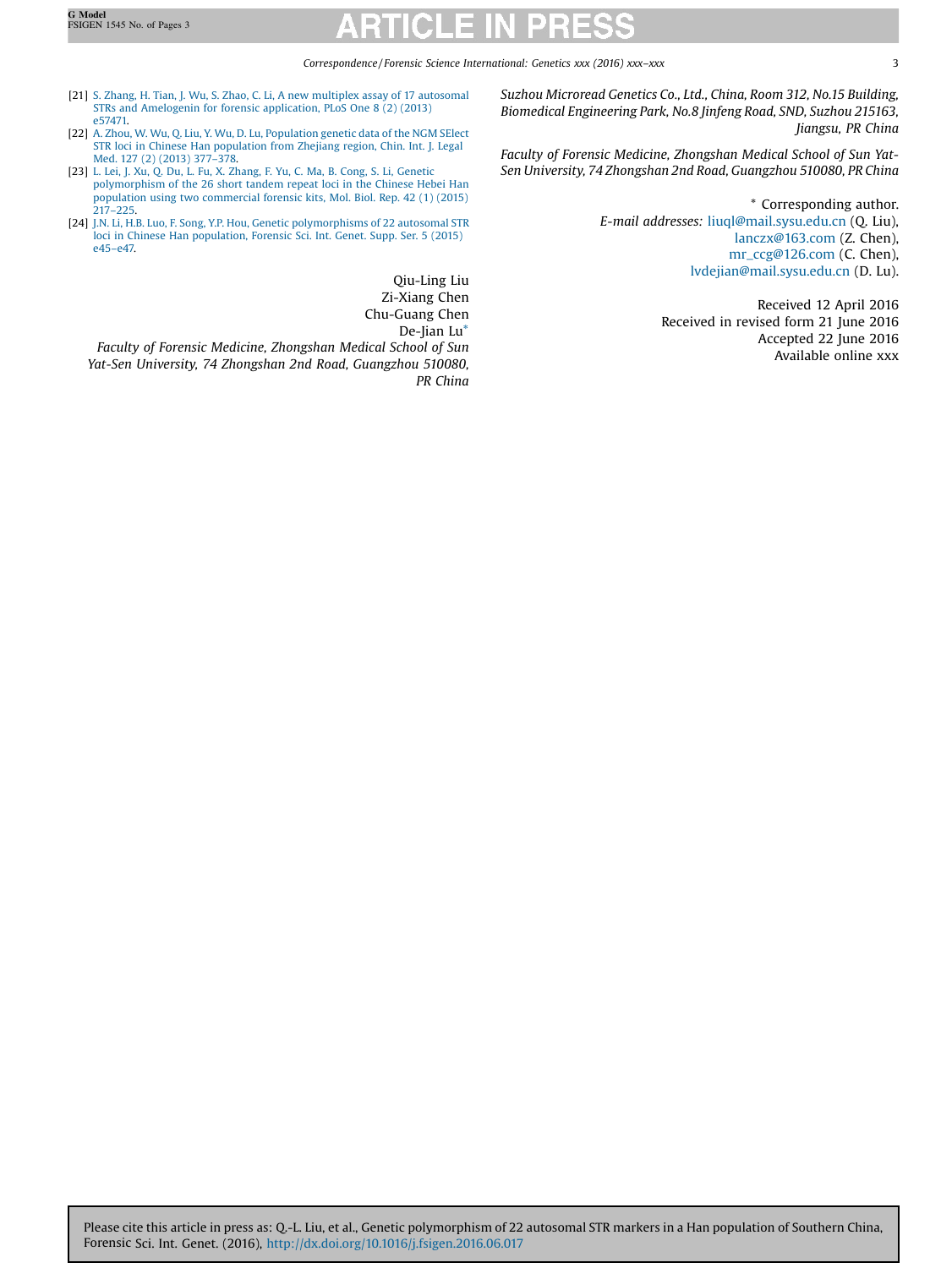[21] S. Zhang, H. Tian, J. Wu, S. Zhao, C. Li, A new multiplex assay of 17 autosomal STRs and Amelogenin for forensic application, PLoS One 8 (2) (2013) e57471.

[22] A. Zhou, W. Wu, Q. Liu, Y. Wu, D. Lu, Population genetic data of the NGM SElect STR loci in Chinese Han population from Zhejiang region, Chin. Int. J. Legal Med. 127 (2) (2013) 377–378.

[23] L. Lei, J. Xu, Q. Du, L. Fu, X. Zhang, F. Yu, C. Ma, B. Cong, S. Li, Genetic polymorphism of the 26 short tandem repeat loci in the Chinese Hebei Han population using two commercial forensic kits, Mol. Biol. Rep. 42 (1) (2015) 217–225.

[24] J.N. Li, H.B. Luo, F. Song, Y.P. Hou, Genetic polymorphisms of 22 autosomal STR loci in Chinese Han population, Forensic Sci. Int. Genet. Supp. Ser. 5 (2015) e45–e47.

Qiu-Ling Liu
Zi-Xiang Chen
Chu-Guang Chen
De-Jian Lu*

*Faculty of Forensic Medicine, Zhongshan Medical School of Sun Yat-Sen University, 74 Zhongshan 2nd Road, Guangzhou 510080, PR China*

*Suzhou Microread Genetics Co., Ltd., China, Room 312, No.15 Building, Biomedical Engineering Park, No.8 Jinfeng Road, SND, Suzhou 215163, Jiangsu, PR China*

*Faculty of Forensic Medicine, Zhongshan Medical School of Sun Yat-Sen University, 74 Zhongshan 2nd Road, Guangzhou 510080, PR China*

\* Corresponding author.
*E-mail addresses:* liuql@mail.sysu.edu.cn (Q. Liu), lanczx@163.com (Z. Chen), mr_ccg@126.com (C. Chen), lvdejian@mail.sysu.edu.cn (D. Lu).

Received 12 April 2016
Received in revised form 21 June 2016
Accepted 22 June 2016
Available online xxx